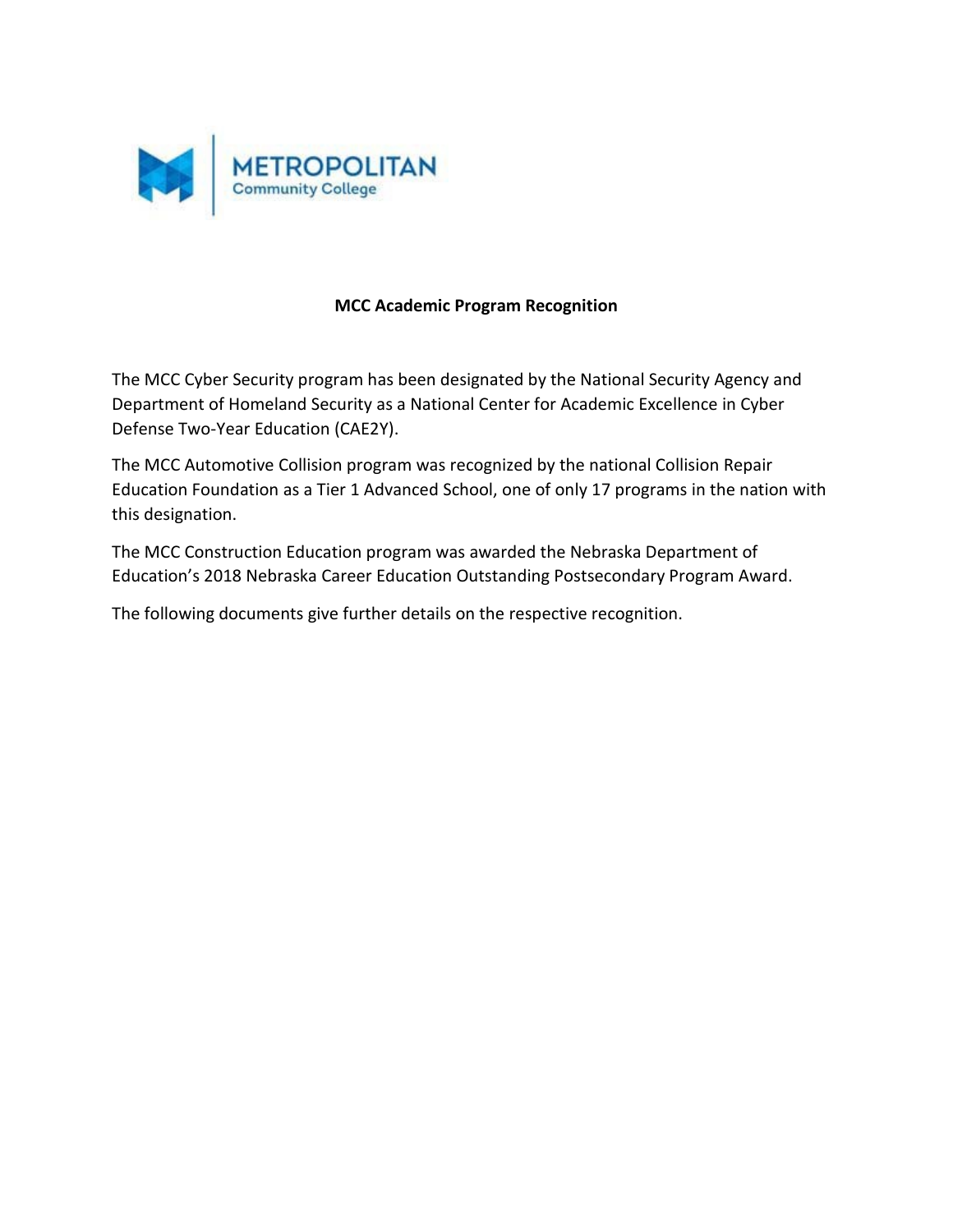METROPOLITAN
Community College

**MCC Academic Program Recognition**

The MCC Cyber Security program has been designated by the National Security Agency and Department of Homeland Security as a National Center for Academic Excellence in Cyber Defense Two-Year Education (CAE2Y).

The MCC Automotive Collision program was recognized by the national Collision Repair Education Foundation as a Tier 1 Advanced School, one of only 17 programs in the nation with this designation.

The MCC Construction Education program was awarded the Nebraska Department of Education's 2018 Nebraska Career Education Outstanding Postsecondary Program Award.

The following documents give further details on the respective recognition.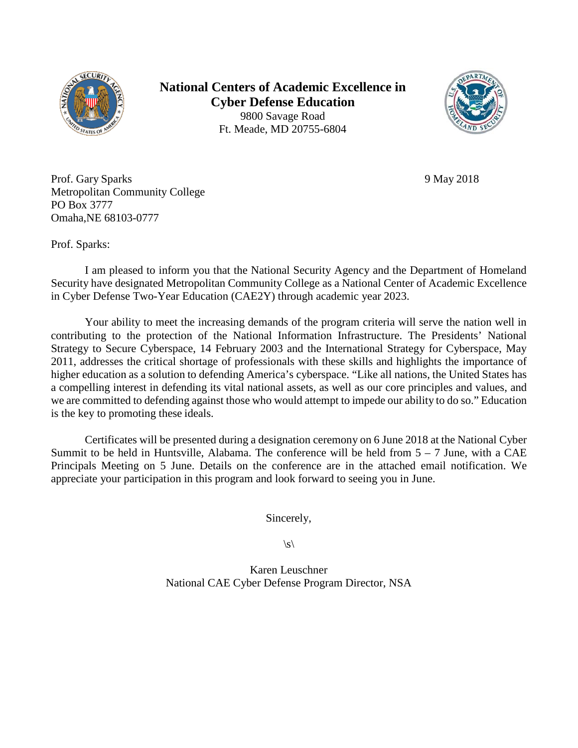**National Centers of Academic Excellence in Cyber Defense Education**
9800 Savage Road
Ft. Meade, MD 20755-6804

Prof. Gary Sparks
Metropolitan Community College
PO Box 3777
Omaha,NE 68103-0777

9 May 2018

Prof. Sparks:

I am pleased to inform you that the National Security Agency and the Department of Homeland Security have designated Metropolitan Community College as a National Center of Academic Excellence in Cyber Defense Two-Year Education (CAE2Y) through academic year 2023.

Your ability to meet the increasing demands of the program criteria will serve the nation well in contributing to the protection of the National Information Infrastructure. The Presidents' National Strategy to Secure Cyberspace, 14 February 2003 and the International Strategy for Cyberspace, May 2011, addresses the critical shortage of professionals with these skills and highlights the importance of higher education as a solution to defending America's cyberspace. "Like all nations, the United States has a compelling interest in defending its vital national assets, as well as our core principles and values, and we are committed to defending against those who would attempt to impede our ability to do so." Education is the key to promoting these ideals.

Certificates will be presented during a designation ceremony on 6 June 2018 at the National Cyber Summit to be held in Huntsville, Alabama. The conference will be held from 5 – 7 June, with a CAE Principals Meeting on 5 June. Details on the conference are in the attached email notification. We appreciate your participation in this program and look forward to seeing you in June.

Sincerely,

\s\

Karen Leuschner
National CAE Cyber Defense Program Director, NSA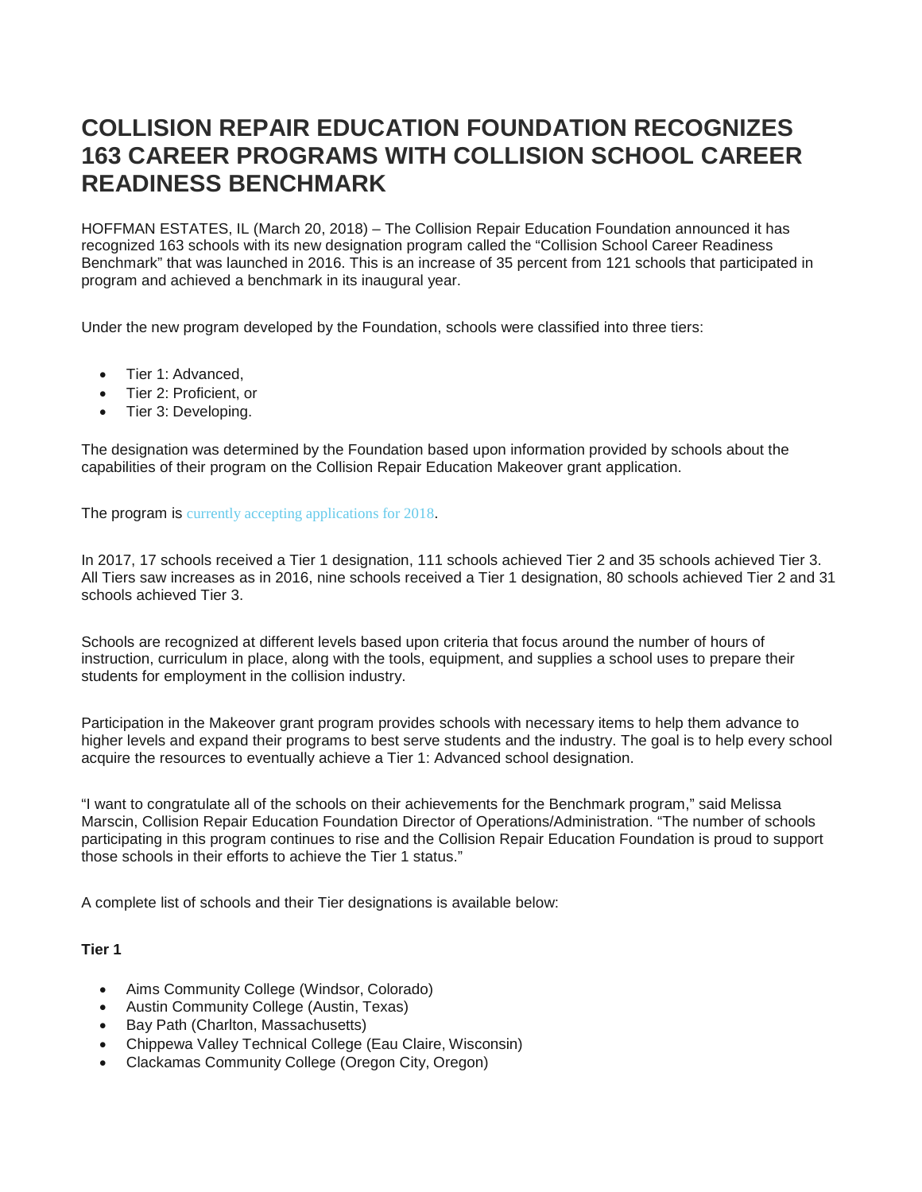# COLLISION REPAIR EDUCATION FOUNDATION RECOGNIZES 163 CAREER PROGRAMS WITH COLLISION SCHOOL CAREER READINESS BENCHMARK

HOFFMAN ESTATES, IL (March 20, 2018) – The Collision Repair Education Foundation announced it has recognized 163 schools with its new designation program called the "Collision School Career Readiness Benchmark" that was launched in 2016. This is an increase of 35 percent from 121 schools that participated in program and achieved a benchmark in its inaugural year.

Under the new program developed by the Foundation, schools were classified into three tiers:

- Tier 1: Advanced,
- Tier 2: Proficient, or
- Tier 3: Developing.

The designation was determined by the Foundation based upon information provided by schools about the capabilities of their program on the Collision Repair Education Makeover grant application.

The program is currently accepting applications for 2018.

In 2017, 17 schools received a Tier 1 designation, 111 schools achieved Tier 2 and 35 schools achieved Tier 3. All Tiers saw increases as in 2016, nine schools received a Tier 1 designation, 80 schools achieved Tier 2 and 31 schools achieved Tier 3.

Schools are recognized at different levels based upon criteria that focus around the number of hours of instruction, curriculum in place, along with the tools, equipment, and supplies a school uses to prepare their students for employment in the collision industry.

Participation in the Makeover grant program provides schools with necessary items to help them advance to higher levels and expand their programs to best serve students and the industry. The goal is to help every school acquire the resources to eventually achieve a Tier 1: Advanced school designation.

"I want to congratulate all of the schools on their achievements for the Benchmark program," said Melissa Marscin, Collision Repair Education Foundation Director of Operations/Administration. "The number of schools participating in this program continues to rise and the Collision Repair Education Foundation is proud to support those schools in their efforts to achieve the Tier 1 status."

A complete list of schools and their Tier designations is available below:

**Tier 1**

- Aims Community College (Windsor, Colorado)
- Austin Community College (Austin, Texas)
- Bay Path (Charlton, Massachusetts)
- Chippewa Valley Technical College (Eau Claire, Wisconsin)
- Clackamas Community College (Oregon City, Oregon)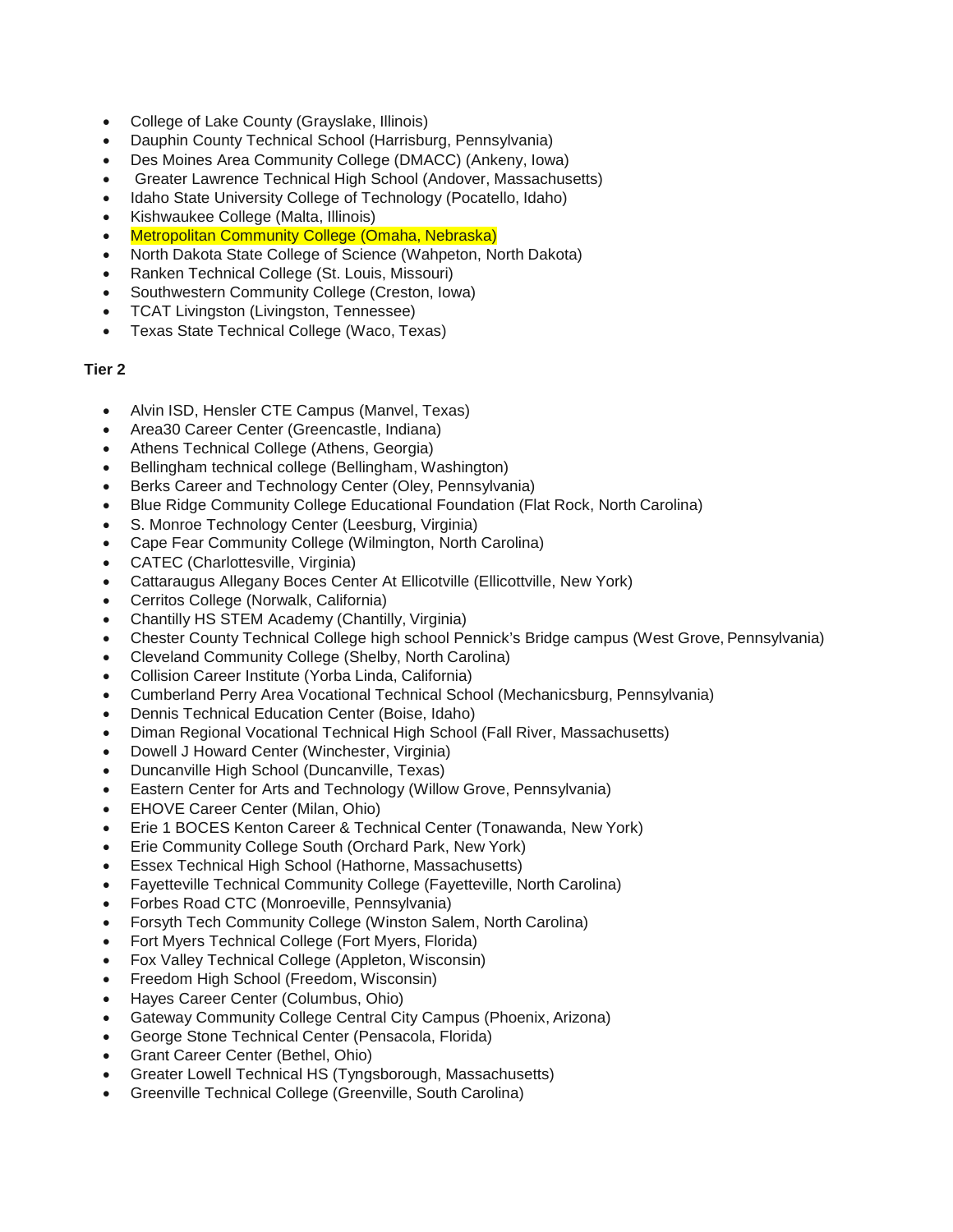- College of Lake County (Grayslake, Illinois)
- Dauphin County Technical School (Harrisburg, Pennsylvania)
- Des Moines Area Community College (DMACC) (Ankeny, Iowa)
- Greater Lawrence Technical High School (Andover, Massachusetts)
- Idaho State University College of Technology (Pocatello, Idaho)
- Kishwaukee College (Malta, Illinois)
- Metropolitan Community College (Omaha, Nebraska)
- North Dakota State College of Science (Wahpeton, North Dakota)
- Ranken Technical College (St. Louis, Missouri)
- Southwestern Community College (Creston, Iowa)
- TCAT Livingston (Livingston, Tennessee)
- Texas State Technical College (Waco, Texas)

**Tier 2**

- Alvin ISD, Hensler CTE Campus (Manvel, Texas)
- Area30 Career Center (Greencastle, Indiana)
- Athens Technical College (Athens, Georgia)
- Bellingham technical college (Bellingham, Washington)
- Berks Career and Technology Center (Oley, Pennsylvania)
- Blue Ridge Community College Educational Foundation (Flat Rock, North Carolina)
- S. Monroe Technology Center (Leesburg, Virginia)
- Cape Fear Community College (Wilmington, North Carolina)
- CATEC (Charlottesville, Virginia)
- Cattaraugus Allegany Boces Center At Ellicotville (Ellicottville, New York)
- Cerritos College (Norwalk, California)
- Chantilly HS STEM Academy (Chantilly, Virginia)
- Chester County Technical College high school Pennick's Bridge campus (West Grove, Pennsylvania)
- Cleveland Community College (Shelby, North Carolina)
- Collision Career Institute (Yorba Linda, California)
- Cumberland Perry Area Vocational Technical School (Mechanicsburg, Pennsylvania)
- Dennis Technical Education Center (Boise, Idaho)
- Diman Regional Vocational Technical High School (Fall River, Massachusetts)
- Dowell J Howard Center (Winchester, Virginia)
- Duncanville High School (Duncanville, Texas)
- Eastern Center for Arts and Technology (Willow Grove, Pennsylvania)
- EHOVE Career Center (Milan, Ohio)
- Erie 1 BOCES Kenton Career & Technical Center (Tonawanda, New York)
- Erie Community College South (Orchard Park, New York)
- Essex Technical High School (Hathorne, Massachusetts)
- Fayetteville Technical Community College (Fayetteville, North Carolina)
- Forbes Road CTC (Monroeville, Pennsylvania)
- Forsyth Tech Community College (Winston Salem, North Carolina)
- Fort Myers Technical College (Fort Myers, Florida)
- Fox Valley Technical College (Appleton, Wisconsin)
- Freedom High School (Freedom, Wisconsin)
- Hayes Career Center (Columbus, Ohio)
- Gateway Community College Central City Campus (Phoenix, Arizona)
- George Stone Technical Center (Pensacola, Florida)
- Grant Career Center (Bethel, Ohio)
- Greater Lowell Technical HS (Tyngsborough, Massachusetts)
- Greenville Technical College (Greenville, South Carolina)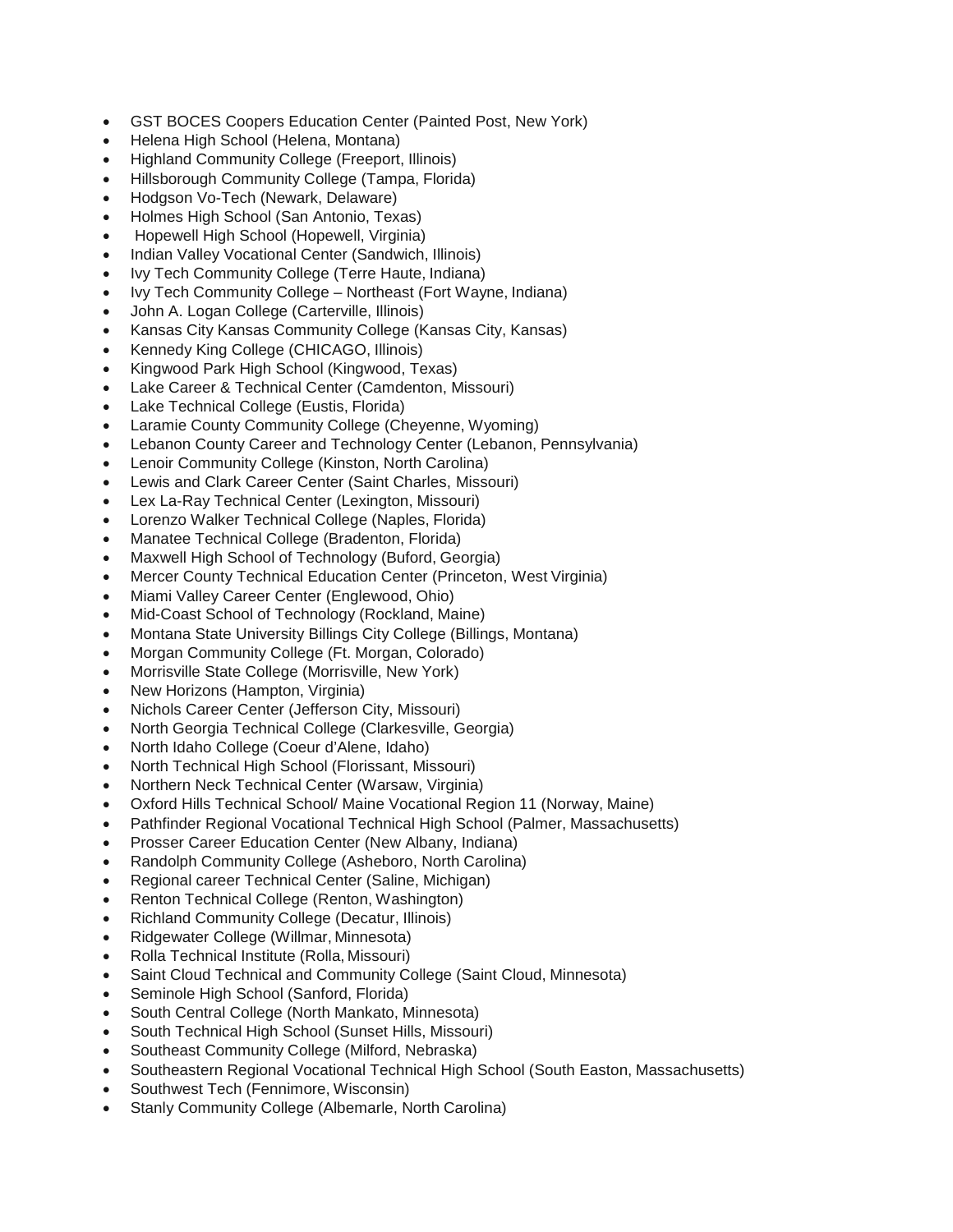- GST BOCES Coopers Education Center (Painted Post, New York)
- Helena High School (Helena, Montana)
- Highland Community College (Freeport, Illinois)
- Hillsborough Community College (Tampa, Florida)
- Hodgson Vo-Tech (Newark, Delaware)
- Holmes High School (San Antonio, Texas)
- Hopewell High School (Hopewell, Virginia)
- Indian Valley Vocational Center (Sandwich, Illinois)
- Ivy Tech Community College (Terre Haute, Indiana)
- Ivy Tech Community College – Northeast (Fort Wayne, Indiana)
- John A. Logan College (Carterville, Illinois)
- Kansas City Kansas Community College (Kansas City, Kansas)
- Kennedy King College (CHICAGO, Illinois)
- Kingwood Park High School (Kingwood, Texas)
- Lake Career & Technical Center (Camdenton, Missouri)
- Lake Technical College (Eustis, Florida)
- Laramie County Community College (Cheyenne, Wyoming)
- Lebanon County Career and Technology Center (Lebanon, Pennsylvania)
- Lenoir Community College (Kinston, North Carolina)
- Lewis and Clark Career Center (Saint Charles, Missouri)
- Lex La-Ray Technical Center (Lexington, Missouri)
- Lorenzo Walker Technical College (Naples, Florida)
- Manatee Technical College (Bradenton, Florida)
- Maxwell High School of Technology (Buford, Georgia)
- Mercer County Technical Education Center (Princeton, West Virginia)
- Miami Valley Career Center (Englewood, Ohio)
- Mid-Coast School of Technology (Rockland, Maine)
- Montana State University Billings City College (Billings, Montana)
- Morgan Community College (Ft. Morgan, Colorado)
- Morrisville State College (Morrisville, New York)
- New Horizons (Hampton, Virginia)
- Nichols Career Center (Jefferson City, Missouri)
- North Georgia Technical College (Clarkesville, Georgia)
- North Idaho College (Coeur d'Alene, Idaho)
- North Technical High School (Florissant, Missouri)
- Northern Neck Technical Center (Warsaw, Virginia)
- Oxford Hills Technical School/ Maine Vocational Region 11 (Norway, Maine)
- Pathfinder Regional Vocational Technical High School (Palmer, Massachusetts)
- Prosser Career Education Center (New Albany, Indiana)
- Randolph Community College (Asheboro, North Carolina)
- Regional career Technical Center (Saline, Michigan)
- Renton Technical College (Renton, Washington)
- Richland Community College (Decatur, Illinois)
- Ridgewater College (Willmar, Minnesota)
- Rolla Technical Institute (Rolla, Missouri)
- Saint Cloud Technical and Community College (Saint Cloud, Minnesota)
- Seminole High School (Sanford, Florida)
- South Central College (North Mankato, Minnesota)
- South Technical High School (Sunset Hills, Missouri)
- Southeast Community College (Milford, Nebraska)
- Southeastern Regional Vocational Technical High School (South Easton, Massachusetts)
- Southwest Tech (Fennimore, Wisconsin)
- Stanly Community College (Albemarle, North Carolina)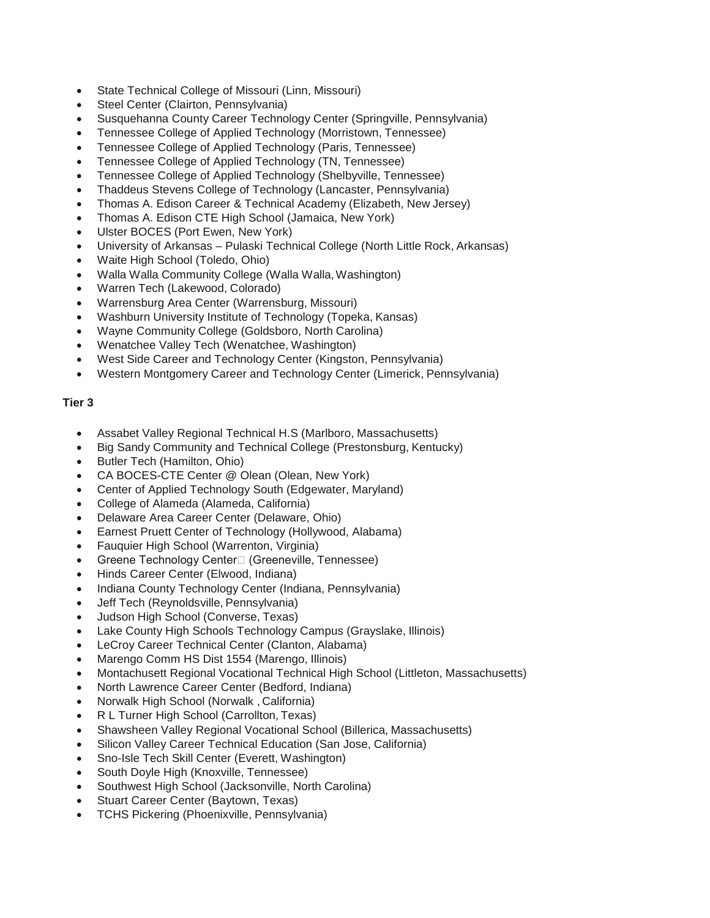- State Technical College of Missouri (Linn, Missouri)
- Steel Center (Clairton, Pennsylvania)
- Susquehanna County Career Technology Center (Springville, Pennsylvania)
- Tennessee College of Applied Technology (Morristown, Tennessee)
- Tennessee College of Applied Technology (Paris, Tennessee)
- Tennessee College of Applied Technology (TN, Tennessee)
- Tennessee College of Applied Technology (Shelbyville, Tennessee)
- Thaddeus Stevens College of Technology (Lancaster, Pennsylvania)
- Thomas A. Edison Career & Technical Academy (Elizabeth, New Jersey)
- Thomas A. Edison CTE High School (Jamaica, New York)
- Ulster BOCES (Port Ewen, New York)
- University of Arkansas – Pulaski Technical College (North Little Rock, Arkansas)
- Waite High School (Toledo, Ohio)
- Walla Walla Community College (Walla Walla, Washington)
- Warren Tech (Lakewood, Colorado)
- Warrensburg Area Center (Warrensburg, Missouri)
- Washburn University Institute of Technology (Topeka, Kansas)
- Wayne Community College (Goldsboro, North Carolina)
- Wenatchee Valley Tech (Wenatchee, Washington)
- West Side Career and Technology Center (Kingston, Pennsylvania)
- Western Montgomery Career and Technology Center (Limerick, Pennsylvania)

**Tier 3**

- Assabet Valley Regional Technical H.S (Marlboro, Massachusetts)
- Big Sandy Community and Technical College (Prestonsburg, Kentucky)
- Butler Tech (Hamilton, Ohio)
- CA BOCES-CTE Center @ Olean (Olean, New York)
- Center of Applied Technology South (Edgewater, Maryland)
- College of Alameda (Alameda, California)
- Delaware Area Career Center (Delaware, Ohio)
- Earnest Pruett Center of Technology (Hollywood, Alabama)
- Fauquier High School (Warrenton, Virginia)
- Greene Technology Center (Greeneville, Tennessee)
- Hinds Career Center (Elwood, Indiana)
- Indiana County Technology Center (Indiana, Pennsylvania)
- Jeff Tech (Reynoldsville, Pennsylvania)
- Judson High School (Converse, Texas)
- Lake County High Schools Technology Campus (Grayslake, Illinois)
- LeCroy Career Technical Center (Clanton, Alabama)
- Marengo Comm HS Dist 1554 (Marengo, Illinois)
- Montachusett Regional Vocational Technical High School (Littleton, Massachusetts)
- North Lawrence Career Center (Bedford, Indiana)
- Norwalk High School (Norwalk , California)
- R L Turner High School (Carrollton, Texas)
- Shawsheen Valley Regional Vocational School (Billerica, Massachusetts)
- Silicon Valley Career Technical Education (San Jose, California)
- Sno-Isle Tech Skill Center (Everett, Washington)
- South Doyle High (Knoxville, Tennessee)
- Southwest High School (Jacksonville, North Carolina)
- Stuart Career Center (Baytown, Texas)
- TCHS Pickering (Phoenixville, Pennsylvania)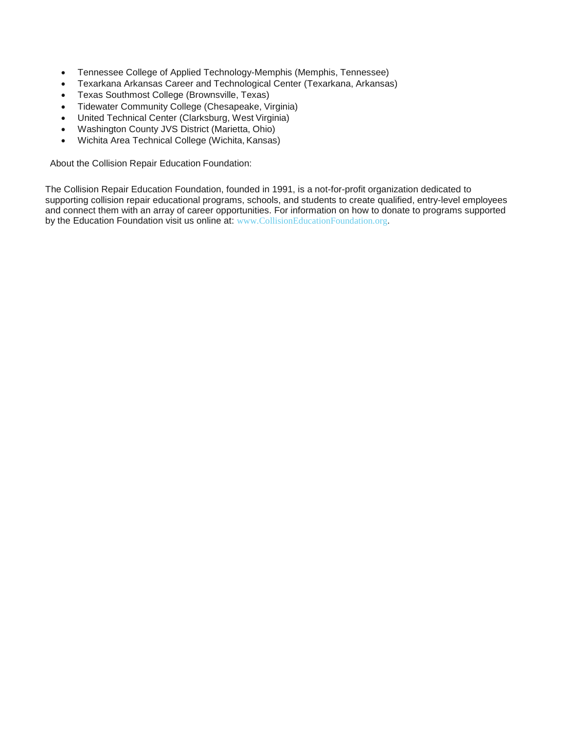- Tennessee College of Applied Technology-Memphis (Memphis, Tennessee)
- Texarkana Arkansas Career and Technological Center (Texarkana, Arkansas)
- Texas Southmost College (Brownsville, Texas)
- Tidewater Community College (Chesapeake, Virginia)
- United Technical Center (Clarksburg, West Virginia)
- Washington County JVS District (Marietta, Ohio)
- Wichita Area Technical College (Wichita, Kansas)

About the Collision Repair Education Foundation:

The Collision Repair Education Foundation, founded in 1991, is a not-for-profit organization dedicated to supporting collision repair educational programs, schools, and students to create qualified, entry-level employees and connect them with an array of career opportunities. For information on how to donate to programs supported by the Education Foundation visit us online at: www.CollisionEducationFoundation.org.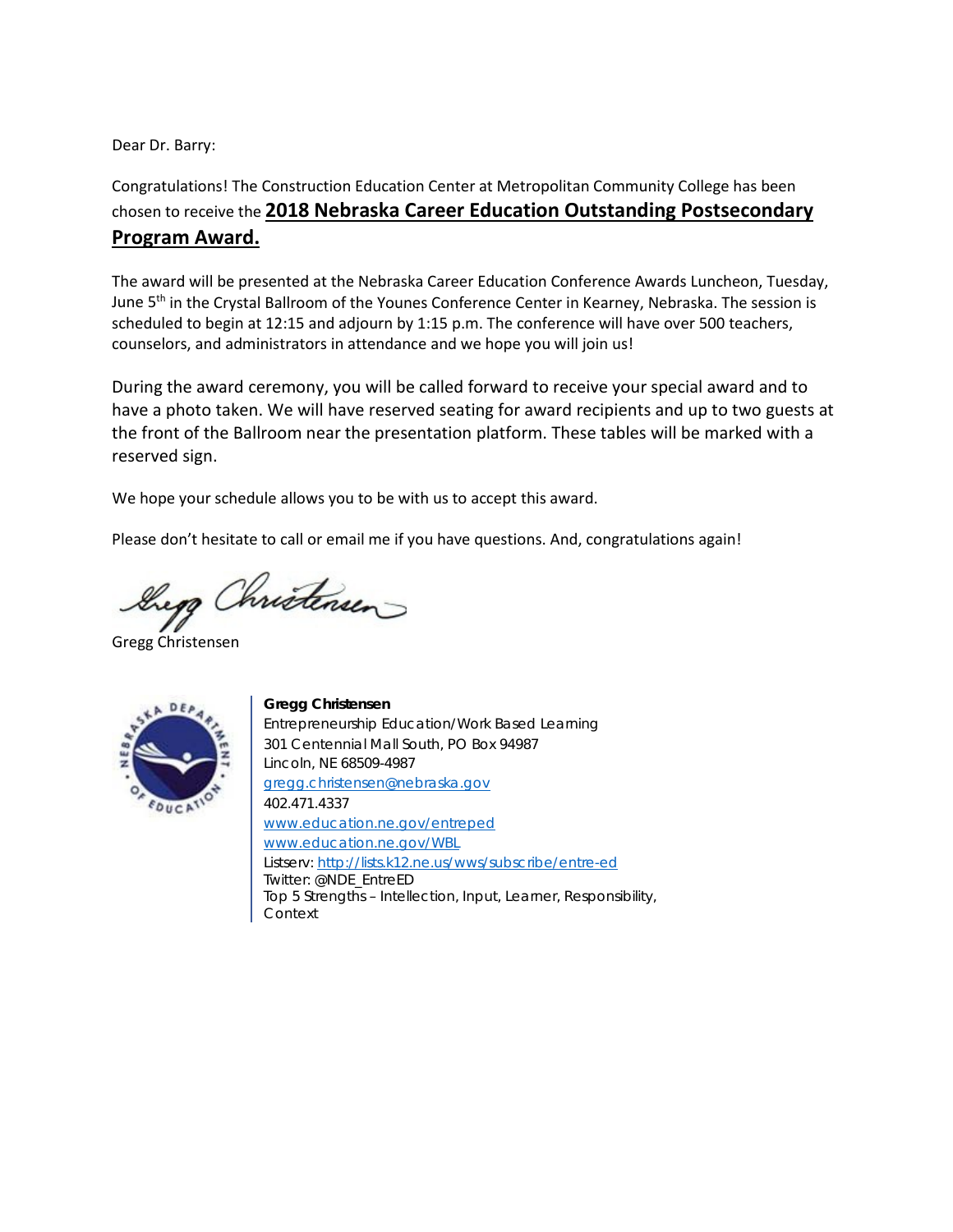Dear Dr. Barry:

Congratulations! The Construction Education Center at Metropolitan Community College has been chosen to receive the **2018 Nebraska Career Education Outstanding Postsecondary Program Award.**

The award will be presented at the Nebraska Career Education Conference Awards Luncheon, Tuesday, June 5th in the Crystal Ballroom of the Younes Conference Center in Kearney, Nebraska. The session is scheduled to begin at 12:15 and adjourn by 1:15 p.m. The conference will have over 500 teachers, counselors, and administrators in attendance and we hope you will join us!

During the award ceremony, you will be called forward to receive your special award and to have a photo taken. We will have reserved seating for award recipients and up to two guests at the front of the Ballroom near the presentation platform. These tables will be marked with a reserved sign.

We hope your schedule allows you to be with us to accept this award.

Please don't hesitate to call or email me if you have questions. And, congratulations again!

Gregg Christensen

**Gregg Christensen**
Entrepreneurship Education/Work Based Learning
301 Centennial Mall South, PO Box 94987
Lincoln, NE 68509-4987
gregg.christensen@nebraska.gov
402.471.4337
www.education.ne.gov/entreped
www.education.ne.gov/WBL
Listserv: http://lists.k12.ne.us/wws/subscribe/entre-ed
Twitter: @NDE_EntreED
Top 5 Strengths – Intellection, Input, Learner, Responsibility, Context